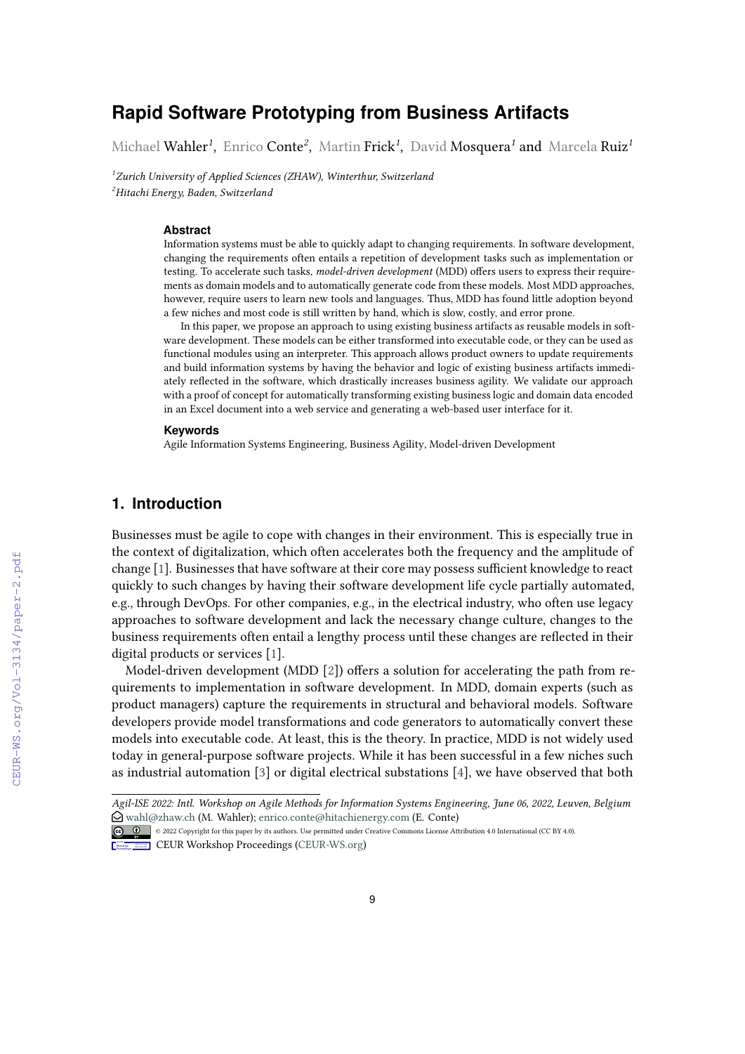# Rapid Software Prototyping from Business Artifacts

Michael Wahler[1], Enrico Conte[2], Martin Frick[1], David Mosquera[1] and Marcela Ruiz[1]

[1]*Zurich University of Applied Sciences (ZHAW), Winterthur, Switzerland*
[2]*Hitachi Energy, Baden, Switzerland*

### Abstract

Information systems must be able to quickly adapt to changing requirements. In software development, changing the requirements often entails a repetition of development tasks such as implementation or testing. To accelerate such tasks, *model-driven development* (MDD) offers users to express their requirements as domain models and to automatically generate code from these models. Most MDD approaches, however, require users to learn new tools and languages. Thus, MDD has found little adoption beyond a few niches and most code is still written by hand, which is slow, costly, and error prone.

In this paper, we propose an approach to using existing business artifacts as reusable models in software development. These models can be either transformed into executable code, or they can be used as functional modules using an interpreter. This approach allows product owners to update requirements and build information systems by having the behavior and logic of existing business artifacts immediately reflected in the software, which drastically increases business agility. We validate our approach with a proof of concept for automatically transforming existing business logic and domain data encoded in an Excel document into a web service and generating a web-based user interface for it.

### Keywords

Agile Information Systems Engineering, Business Agility, Model-driven Development

## 1. Introduction

Businesses must be agile to cope with changes in their environment. This is especially true in the context of digitalization, which often accelerates both the frequency and the amplitude of change [1]. Businesses that have software at their core may possess sufficient knowledge to react quickly to such changes by having their software development life cycle partially automated, e.g., through DevOps. For other companies, e.g., in the electrical industry, who often use legacy approaches to software development and lack the necessary change culture, changes to the business requirements often entail a lengthy process until these changes are reflected in their digital products or services [1].

Model-driven development (MDD [2]) offers a solution for accelerating the path from requirements to implementation in software development. In MDD, domain experts (such as product managers) capture the requirements in structural and behavioral models. Software developers provide model transformations and code generators to automatically convert these models into executable code. At least, this is the theory. In practice, MDD is not widely used today in general-purpose software projects. While it has been successful in a few niches such as industrial automation [3] or digital electrical substations [4], we have observed that both

---

*Agil-ISE 2022: Intl. Workshop on Agile Methods for Information Systems Engineering, June 06, 2022, Leuven, Belgium*
wahl@zhaw.ch (M. Wahler); enrico.conte@hitachienergy.com (E. Conte)
© 2022 Copyright for this paper by its authors. Use permitted under Creative Commons License Attribution 4.0 International (CC BY 4.0).
CEUR Workshop Proceedings (CEUR-WS.org)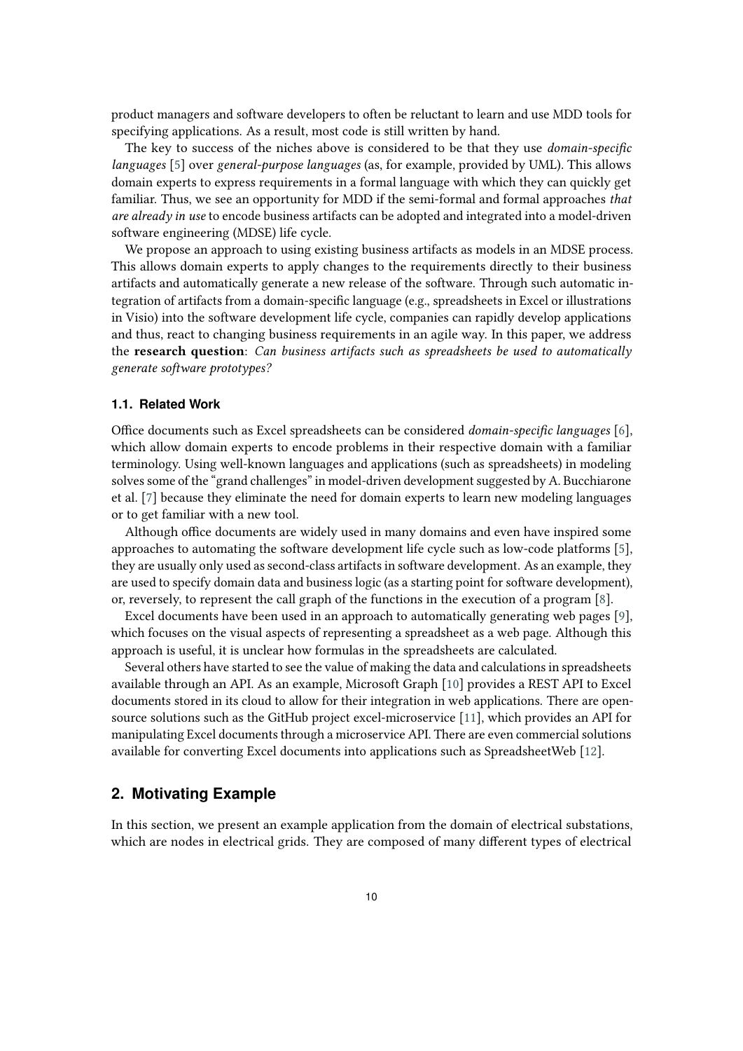product managers and software developers to often be reluctant to learn and use MDD tools for specifying applications. As a result, most code is still written by hand.

The key to success of the niches above is considered to be that they use *domain-specific languages* [5] over *general-purpose languages* (as, for example, provided by UML). This allows domain experts to express requirements in a formal language with which they can quickly get familiar. Thus, we see an opportunity for MDD if the semi-formal and formal approaches *that are already in use* to encode business artifacts can be adopted and integrated into a model-driven software engineering (MDSE) life cycle.

We propose an approach to using existing business artifacts as models in an MDSE process. This allows domain experts to apply changes to the requirements directly to their business artifacts and automatically generate a new release of the software. Through such automatic integration of artifacts from a domain-specific language (e.g., spreadsheets in Excel or illustrations in Visio) into the software development life cycle, companies can rapidly develop applications and thus, react to changing business requirements in an agile way. In this paper, we address the **research question**: *Can business artifacts such as spreadsheets be used to automatically generate software prototypes?*

### 1.1. Related Work

Office documents such as Excel spreadsheets can be considered *domain-specific languages* [6], which allow domain experts to encode problems in their respective domain with a familiar terminology. Using well-known languages and applications (such as spreadsheets) in modeling solves some of the "grand challenges" in model-driven development suggested by A. Bucchiarone et al. [7] because they eliminate the need for domain experts to learn new modeling languages or to get familiar with a new tool.

Although office documents are widely used in many domains and even have inspired some approaches to automating the software development life cycle such as low-code platforms [5], they are usually only used as second-class artifacts in software development. As an example, they are used to specify domain data and business logic (as a starting point for software development), or, reversely, to represent the call graph of the functions in the execution of a program [8].

Excel documents have been used in an approach to automatically generating web pages [9], which focuses on the visual aspects of representing a spreadsheet as a web page. Although this approach is useful, it is unclear how formulas in the spreadsheets are calculated.

Several others have started to see the value of making the data and calculations in spreadsheets available through an API. As an example, Microsoft Graph [10] provides a REST API to Excel documents stored in its cloud to allow for their integration in web applications. There are open-source solutions such as the GitHub project excel-microservice [11], which provides an API for manipulating Excel documents through a microservice API. There are even commercial solutions available for converting Excel documents into applications such as SpreadsheetWeb [12].

## 2. Motivating Example

In this section, we present an example application from the domain of electrical substations, which are nodes in electrical grids. They are composed of many different types of electrical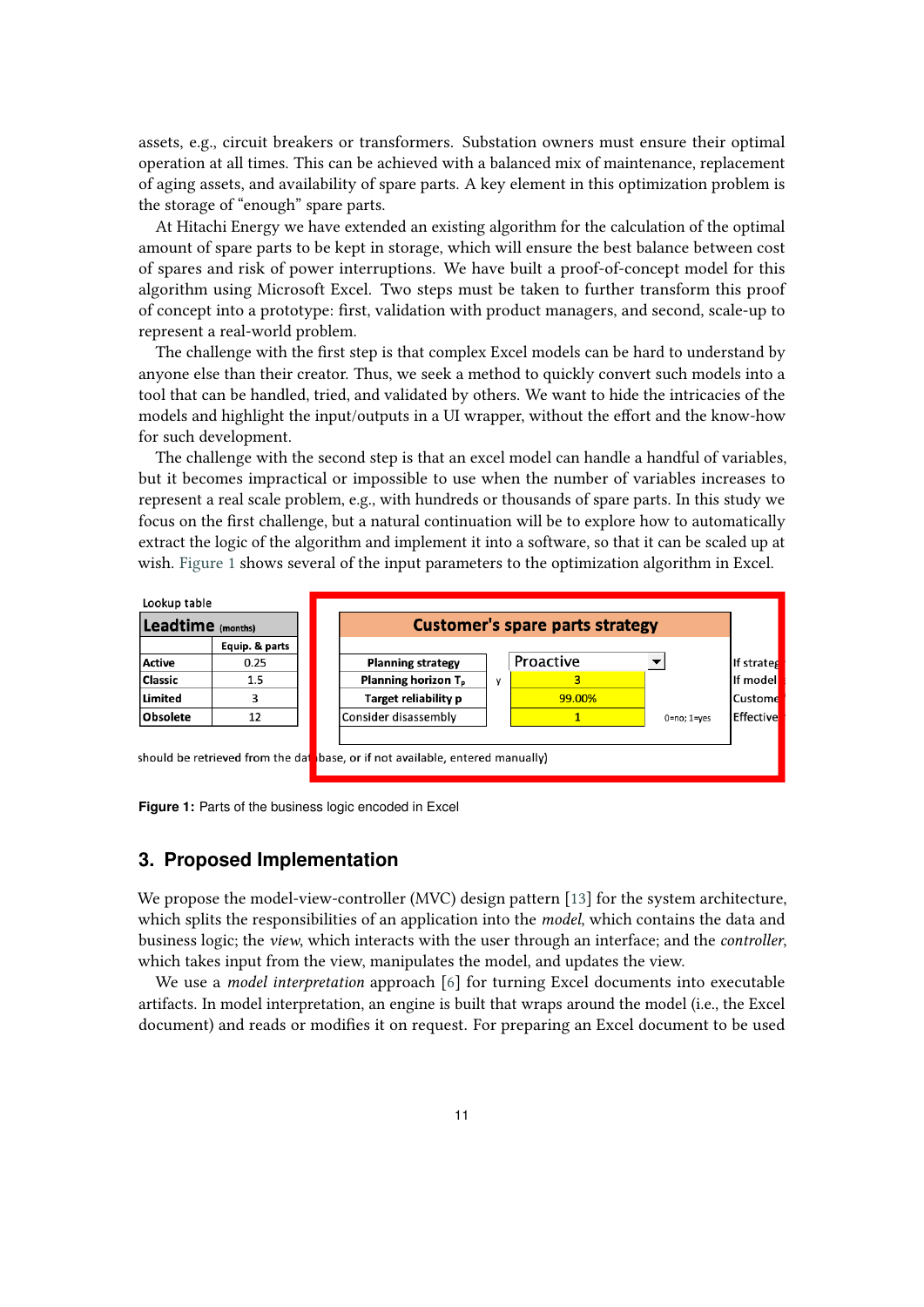assets, e.g., circuit breakers or transformers. Substation owners must ensure their optimal operation at all times. This can be achieved with a balanced mix of maintenance, replacement of aging assets, and availability of spare parts. A key element in this optimization problem is the storage of "enough" spare parts.

At Hitachi Energy we have extended an existing algorithm for the calculation of the optimal amount of spare parts to be kept in storage, which will ensure the best balance between cost of spares and risk of power interruptions. We have built a proof-of-concept model for this algorithm using Microsoft Excel. Two steps must be taken to further transform this proof of concept into a prototype: first, validation with product managers, and second, scale-up to represent a real-world problem.

The challenge with the first step is that complex Excel models can be hard to understand by anyone else than their creator. Thus, we seek a method to quickly convert such models into a tool that can be handled, tried, and validated by others. We want to hide the intricacies of the models and highlight the input/outputs in a UI wrapper, without the effort and the know-how for such development.

The challenge with the second step is that an excel model can handle a handful of variables, but it becomes impractical or impossible to use when the number of variables increases to represent a real scale problem, e.g., with hundreds or thousands of spare parts. In this study we focus on the first challenge, but a natural continuation will be to explore how to automatically extract the logic of the algorithm and implement it into a software, so that it can be scaled up at wish. Figure 1 shows several of the input parameters to the optimization algorithm in Excel.

Lookup table

| Leadtime (months) | Equip. & parts |
|---|---|
| Active | 0.25 |
| Classic | 1.5 |
| Limited | 3 |
| Obsolete | 12 |

| Customer's spare parts strategy | | | | |
|---|---|---|---|---|
| Planning strategy | | Proactive | | If strateg |
| Planning horizon $T_p$ | y | 3 | | If model |
| Target reliability p | | 99.00% | | Custome |
| Consider disassembly | | 1 | 0=no; 1=yes | Effective |

should be retrieved from the dat base, or if not available, entered manually)

**Figure 1:** Parts of the business logic encoded in Excel

## 3. Proposed Implementation

We propose the model-view-controller (MVC) design pattern [13] for the system architecture, which splits the responsibilities of an application into the *model*, which contains the data and business logic; the *view*, which interacts with the user through an interface; and the *controller*, which takes input from the view, manipulates the model, and updates the view.

We use a *model interpretation* approach [6] for turning Excel documents into executable artifacts. In model interpretation, an engine is built that wraps around the model (i.e., the Excel document) and reads or modifies it on request. For preparing an Excel document to be used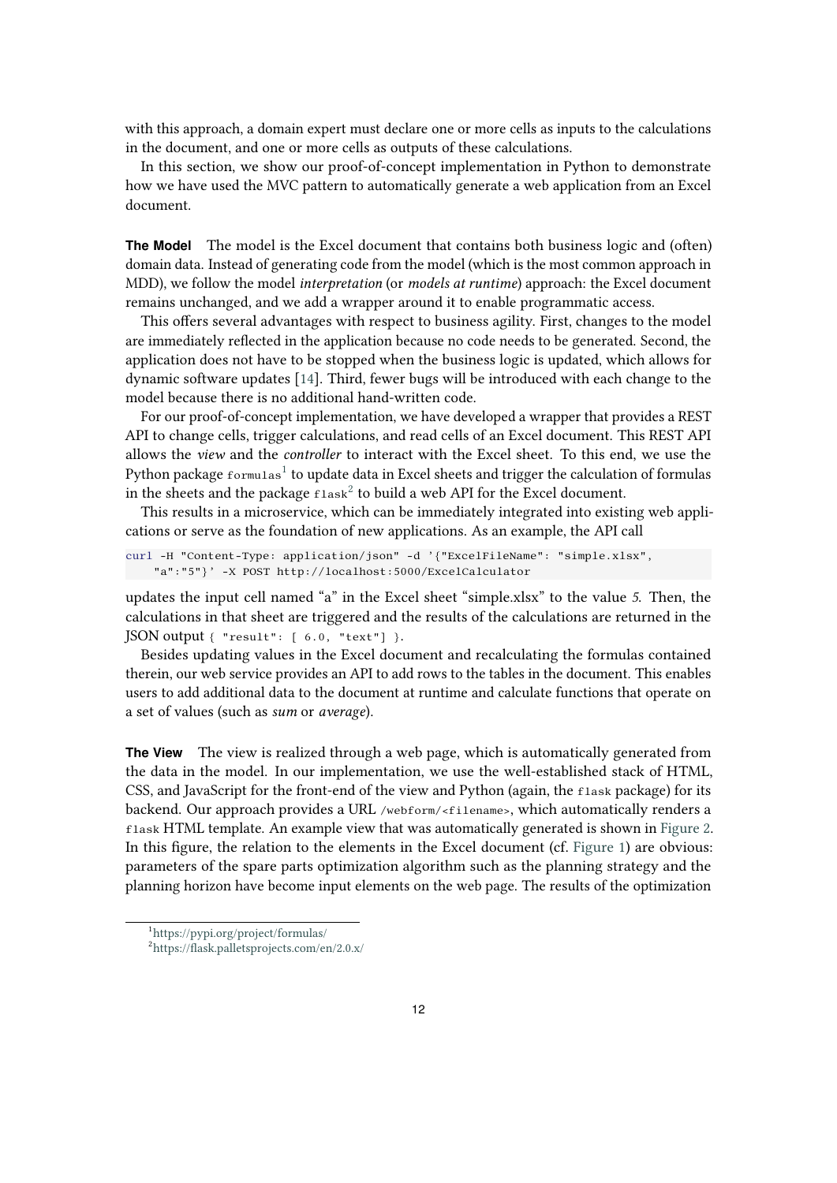with this approach, a domain expert must declare one or more cells as inputs to the calculations in the document, and one or more cells as outputs of these calculations.

In this section, we show our proof-of-concept implementation in Python to demonstrate how we have used the MVC pattern to automatically generate a web application from an Excel document.

**The Model** The model is the Excel document that contains both business logic and (often) domain data. Instead of generating code from the model (which is the most common approach in MDD), we follow the model *interpretation* (or *models at runtime*) approach: the Excel document remains unchanged, and we add a wrapper around it to enable programmatic access.

This offers several advantages with respect to business agility. First, changes to the model are immediately reflected in the application because no code needs to be generated. Second, the application does not have to be stopped when the business logic is updated, which allows for dynamic software updates [14]. Third, fewer bugs will be introduced with each change to the model because there is no additional hand-written code.

For our proof-of-concept implementation, we have developed a wrapper that provides a REST API to change cells, trigger calculations, and read cells of an Excel document. This REST API allows the *view* and the *controller* to interact with the Excel sheet. To this end, we use the Python package `formulas`[1] to update data in Excel sheets and trigger the calculation of formulas in the sheets and the package `flask`[2] to build a web API for the Excel document.

This results in a microservice, which can be immediately integrated into existing web applications or serve as the foundation of new applications. As an example, the API call

```
curl -H "Content-Type: application/json" -d '{"ExcelFileName": "simple.xlsx",
    "a":"5"}' -X POST http://localhost:5000/ExcelCalculator
```

updates the input cell named "a" in the Excel sheet "simple.xlsx" to the value *5*. Then, the calculations in that sheet are triggered and the results of the calculations are returned in the JSON output `{ "result": [ 6.0, "text"] }`.

Besides updating values in the Excel document and recalculating the formulas contained therein, our web service provides an API to add rows to the tables in the document. This enables users to add additional data to the document at runtime and calculate functions that operate on a set of values (such as *sum* or *average*).

**The View** The view is realized through a web page, which is automatically generated from the data in the model. In our implementation, we use the well-established stack of HTML, CSS, and JavaScript for the front-end of the view and Python (again, the `flask` package) for its backend. Our approach provides a URL `/webform/<filename>`, which automatically renders a `flask` HTML template. An example view that was automatically generated is shown in Figure 2. In this figure, the relation to the elements in the Excel document (cf. Figure 1) are obvious: parameters of the spare parts optimization algorithm such as the planning strategy and the planning horizon have become input elements on the web page. The results of the optimization

[1] https://pypi.org/project/formulas/

[2] https://flask.palletsprojects.com/en/2.0.x/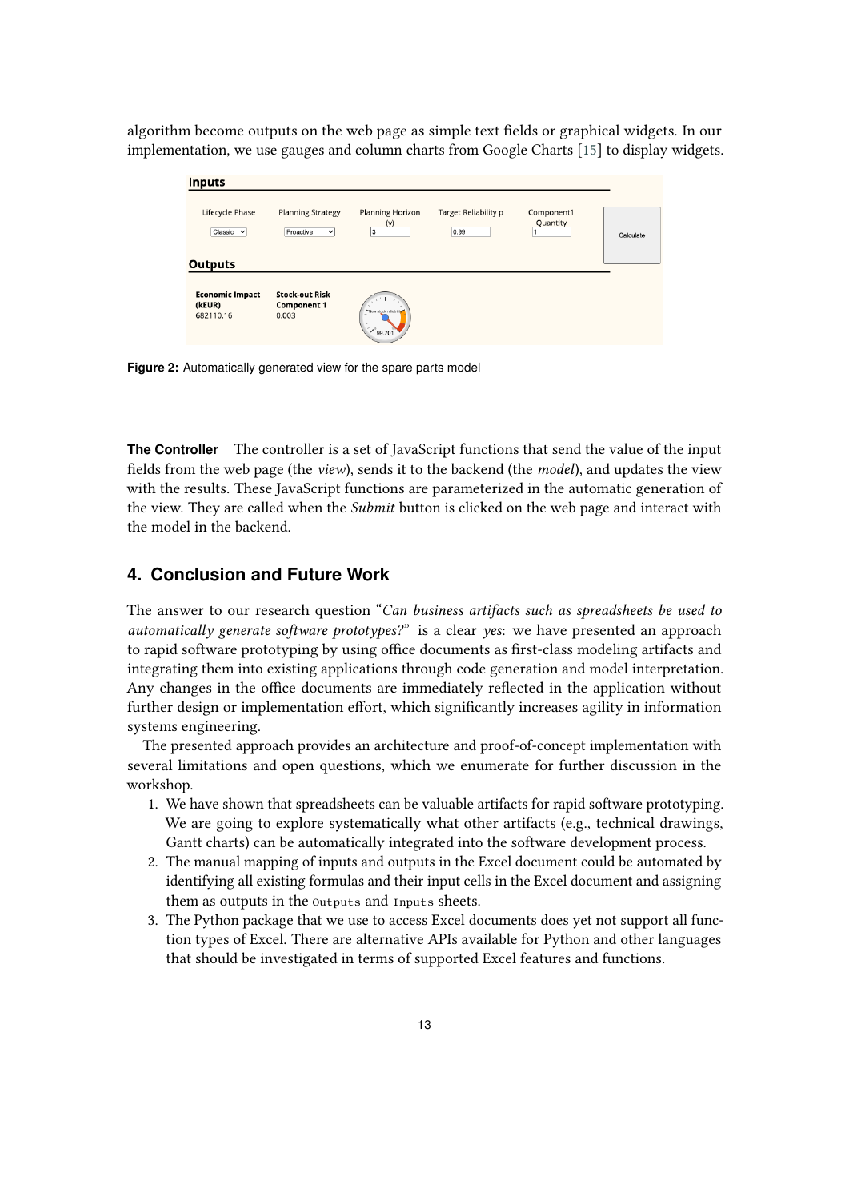algorithm become outputs on the web page as simple text fields or graphical widgets. In our implementation, we use gauges and column charts from Google Charts [15] to display widgets.

**Figure 2:** Automatically generated view for the spare parts model

**The Controller** The controller is a set of JavaScript functions that send the value of the input fields from the web page (the *view*), sends it to the backend (the *model*), and updates the view with the results. These JavaScript functions are parameterized in the automatic generation of the view. They are called when the *Submit* button is clicked on the web page and interact with the model in the backend.

## 4. Conclusion and Future Work

The answer to our research question "*Can business artifacts such as spreadsheets be used to automatically generate software prototypes?*" is a clear *yes*: we have presented an approach to rapid software prototyping by using office documents as first-class modeling artifacts and integrating them into existing applications through code generation and model interpretation. Any changes in the office documents are immediately reflected in the application without further design or implementation effort, which significantly increases agility in information systems engineering.

The presented approach provides an architecture and proof-of-concept implementation with several limitations and open questions, which we enumerate for further discussion in the workshop.

1. We have shown that spreadsheets can be valuable artifacts for rapid software prototyping. We are going to explore systematically what other artifacts (e.g., technical drawings, Gantt charts) can be automatically integrated into the software development process.
2. The manual mapping of inputs and outputs in the Excel document could be automated by identifying all existing formulas and their input cells in the Excel document and assigning them as outputs in the `Outputs` and `Inputs` sheets.
3. The Python package that we use to access Excel documents does yet not support all function types of Excel. There are alternative APIs available for Python and other languages that should be investigated in terms of supported Excel features and functions.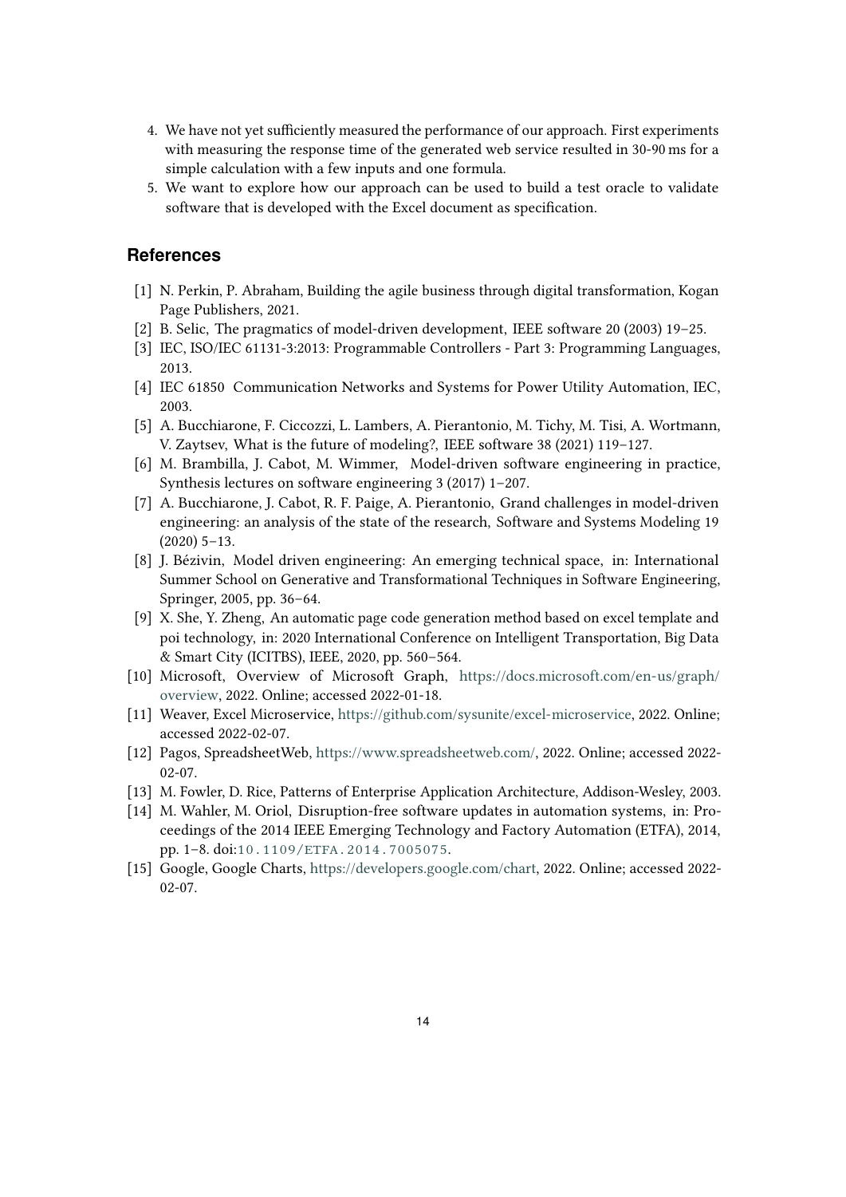4. We have not yet sufficiently measured the performance of our approach. First experiments with measuring the response time of the generated web service resulted in 30-90 ms for a simple calculation with a few inputs and one formula.
5. We want to explore how our approach can be used to build a test oracle to validate software that is developed with the Excel document as specification.

## References

[1] N. Perkin, P. Abraham, Building the agile business through digital transformation, Kogan Page Publishers, 2021.

[2] B. Selic, The pragmatics of model-driven development, IEEE software 20 (2003) 19–25.

[3] IEC, ISO/IEC 61131-3:2013: Programmable Controllers - Part 3: Programming Languages, 2013.

[4] IEC 61850 Communication Networks and Systems for Power Utility Automation, IEC, 2003.

[5] A. Bucchiarone, F. Ciccozzi, L. Lambers, A. Pierantonio, M. Tichy, M. Tisi, A. Wortmann, V. Zaytsev, What is the future of modeling?, IEEE software 38 (2021) 119–127.

[6] M. Brambilla, J. Cabot, M. Wimmer, Model-driven software engineering in practice, Synthesis lectures on software engineering 3 (2017) 1–207.

[7] A. Bucchiarone, J. Cabot, R. F. Paige, A. Pierantonio, Grand challenges in model-driven engineering: an analysis of the state of the research, Software and Systems Modeling 19 (2020) 5–13.

[8] J. Bézivin, Model driven engineering: An emerging technical space, in: International Summer School on Generative and Transformational Techniques in Software Engineering, Springer, 2005, pp. 36–64.

[9] X. She, Y. Zheng, An automatic page code generation method based on excel template and poi technology, in: 2020 International Conference on Intelligent Transportation, Big Data & Smart City (ICITBS), IEEE, 2020, pp. 560–564.

[10] Microsoft, Overview of Microsoft Graph, https://docs.microsoft.com/en-us/graph/overview, 2022. Online; accessed 2022-01-18.

[11] Weaver, Excel Microservice, https://github.com/sysunite/excel-microservice, 2022. Online; accessed 2022-02-07.

[12] Pagos, SpreadsheetWeb, https://www.spreadsheetweb.com/, 2022. Online; accessed 2022-02-07.

[13] M. Fowler, D. Rice, Patterns of Enterprise Application Architecture, Addison-Wesley, 2003.

[14] M. Wahler, M. Oriol, Disruption-free software updates in automation systems, in: Proceedings of the 2014 IEEE Emerging Technology and Factory Automation (ETFA), 2014, pp. 1–8. doi:10.1109/ETFA.2014.7005075.

[15] Google, Google Charts, https://developers.google.com/chart, 2022. Online; accessed 2022-02-07.